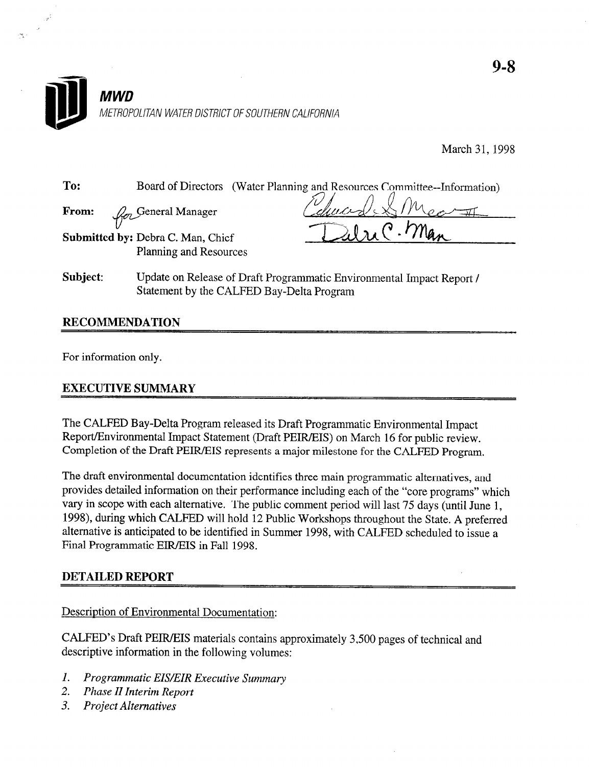9-8

**MWD**

*METROPOLITAN WATER DISTRICT OF SOUTHERN CALIFORNIA*

March 31, 1998

**To:** Board of Directors (Water Planning and Resources Committee--Information)

**From:** for General Manager

**Submitted by:** Debra C. Man, Chief
Planning and Resources

**Subject:** Update on Release of Draft Programmatic Environmental Impact Report / Statement by the CALFED Bay-Delta Program

## RECOMMENDATION

For information only.

## EXECUTIVE SUMMARY

The CALFED Bay-Delta Program released its Draft Programmatic Environmental Impact Report/Environmental Impact Statement (Draft PEIR/EIS) on March 16 for public review. Completion of the Draft PEIR/EIS represents a major milestone for the CALFED Program.

The draft environmental documentation identifies three main programmatic alternatives, and provides detailed information on their performance including each of the "core programs" which vary in scope with each alternative. The public comment period will last 75 days (until June 1, 1998), during which CALFED will hold 12 Public Workshops throughout the State. A preferred alternative is anticipated to be identified in Summer 1998, with CALFED scheduled to issue a Final Programmatic EIR/EIS in Fall 1998.

## DETAILED REPORT

Description of Environmental Documentation:

CALFED's Draft PEIR/EIS materials contains approximately 3,500 pages of technical and descriptive information in the following volumes:

1. *Programmatic EIS/EIR Executive Summary*
2. *Phase II Interim Report*
3. *Project Alternatives*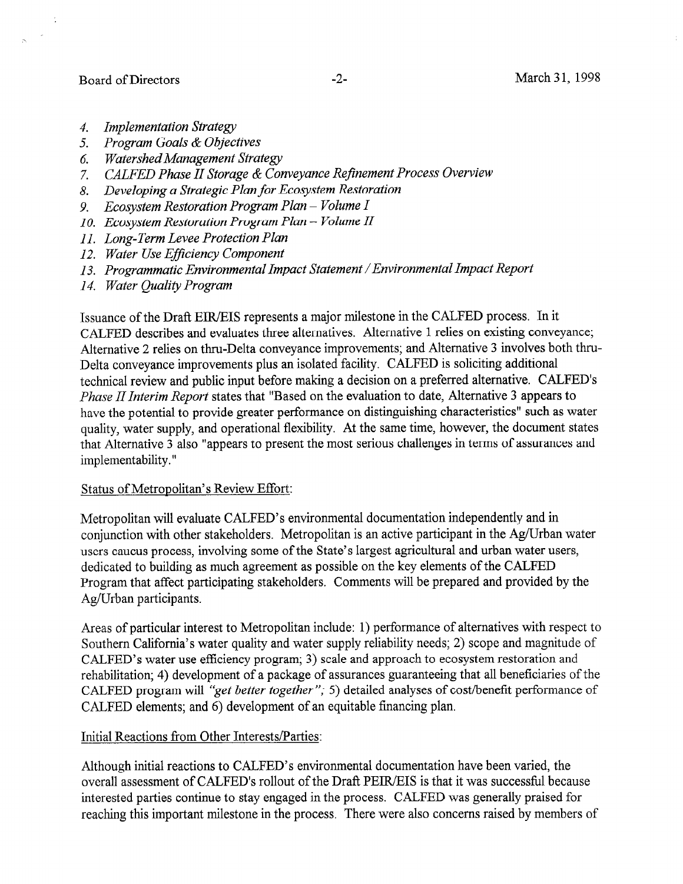4. *Implementation Strategy*
5. *Program Goals & Objectives*
6. *Watershed Management Strategy*
7. *CALFED Phase II Storage & Conveyance Refinement Process Overview*
8. *Developing a Strategic Plan for Ecosystem Restoration*
9. *Ecosystem Restoration Program Plan – Volume I*
10. *Ecosystem Restoration Program Plan – Volume II*
11. *Long-Term Levee Protection Plan*
12. *Water Use Efficiency Component*
13. *Programmatic Environmental Impact Statement / Environmental Impact Report*
14. *Water Quality Program*

Issuance of the Draft EIR/EIS represents a major milestone in the CALFED process. In it CALFED describes and evaluates three alternatives. Alternative 1 relies on existing conveyance; Alternative 2 relies on thru-Delta conveyance improvements; and Alternative 3 involves both thru-Delta conveyance improvements plus an isolated facility. CALFED is soliciting additional technical review and public input before making a decision on a preferred alternative. CALFED's *Phase II Interim Report* states that "Based on the evaluation to date, Alternative 3 appears to have the potential to provide greater performance on distinguishing characteristics" such as water quality, water supply, and operational flexibility. At the same time, however, the document states that Alternative 3 also "appears to present the most serious challenges in terms of assurances and implementability."

Status of Metropolitan's Review Effort:

Metropolitan will evaluate CALFED's environmental documentation independently and in conjunction with other stakeholders. Metropolitan is an active participant in the Ag/Urban water users caucus process, involving some of the State's largest agricultural and urban water users, dedicated to building as much agreement as possible on the key elements of the CALFED Program that affect participating stakeholders. Comments will be prepared and provided by the Ag/Urban participants.

Areas of particular interest to Metropolitan include: 1) performance of alternatives with respect to Southern California's water quality and water supply reliability needs; 2) scope and magnitude of CALFED's water use efficiency program; 3) scale and approach to ecosystem restoration and rehabilitation; 4) development of a package of assurances guaranteeing that all beneficiaries of the CALFED program will *"get better together"*; 5) detailed analyses of cost/benefit performance of CALFED elements; and 6) development of an equitable financing plan.

Initial Reactions from Other Interests/Parties:

Although initial reactions to CALFED's environmental documentation have been varied, the overall assessment of CALFED's rollout of the Draft PEIR/EIS is that it was successful because interested parties continue to stay engaged in the process. CALFED was generally praised for reaching this important milestone in the process. There were also concerns raised by members of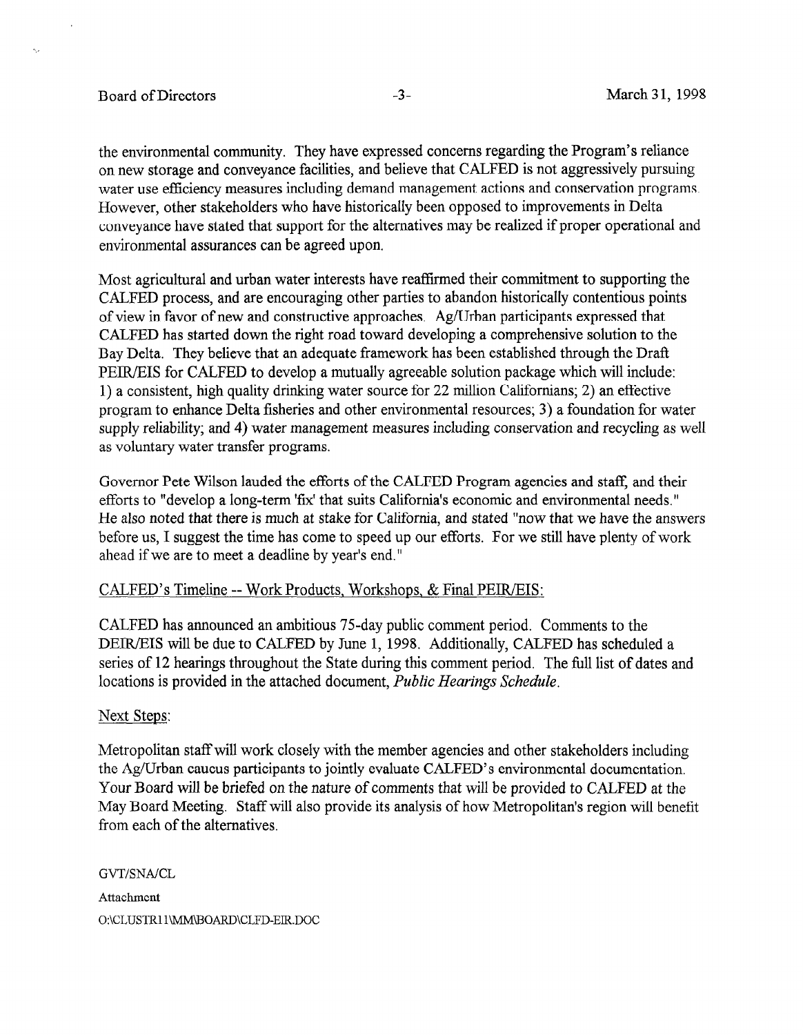the environmental community. They have expressed concerns regarding the Program's reliance on new storage and conveyance facilities, and believe that CALFED is not aggressively pursuing water use efficiency measures including demand management actions and conservation programs. However, other stakeholders who have historically been opposed to improvements in Delta conveyance have stated that support for the alternatives may be realized if proper operational and environmental assurances can be agreed upon.

Most agricultural and urban water interests have reaffirmed their commitment to supporting the CALFED process, and are encouraging other parties to abandon historically contentious points of view in favor of new and constructive approaches. Ag/Urban participants expressed that CALFED has started down the right road toward developing a comprehensive solution to the Bay Delta. They believe that an adequate framework has been established through the Draft PEIR/EIS for CALFED to develop a mutually agreeable solution package which will include: 1) a consistent, high quality drinking water source for 22 million Californians; 2) an effective program to enhance Delta fisheries and other environmental resources; 3) a foundation for water supply reliability; and 4) water management measures including conservation and recycling as well as voluntary water transfer programs.

Governor Pete Wilson lauded the efforts of the CALFED Program agencies and staff, and their efforts to "develop a long-term 'fix' that suits California's economic and environmental needs." He also noted that there is much at stake for California, and stated "now that we have the answers before us, I suggest the time has come to speed up our efforts. For we still have plenty of work ahead if we are to meet a deadline by year's end."

CALFED's Timeline -- Work Products, Workshops, & Final PEIR/EIS:

CALFED has announced an ambitious 75-day public comment period. Comments to the DEIR/EIS will be due to CALFED by June 1, 1998. Additionally, CALFED has scheduled a series of 12 hearings throughout the State during this comment period. The full list of dates and locations is provided in the attached document, *Public Hearings Schedule*.

Next Steps:

Metropolitan staff will work closely with the member agencies and other stakeholders including the Ag/Urban caucus participants to jointly evaluate CALFED's environmental documentation. Your Board will be briefed on the nature of comments that will be provided to CALFED at the May Board Meeting. Staff will also provide its analysis of how Metropolitan's region will benefit from each of the alternatives.

GVT/SNA/CL

Attachment

O:\CLUSTR11\MM\BOARD\CLFD-EIR.DOC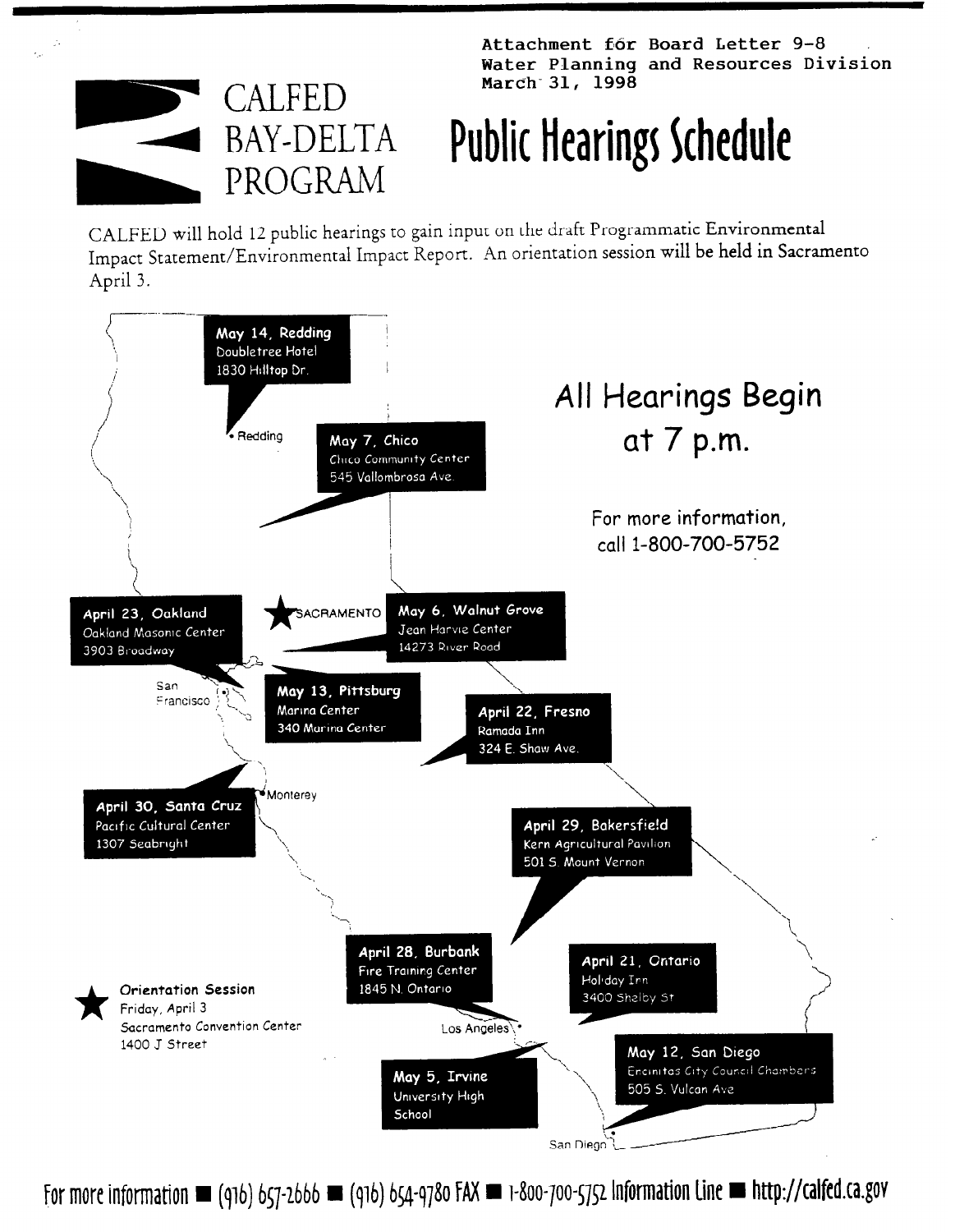Attachment for Board Letter 9-8
Water Planning and Resources Division
March 31, 1998

CALFED BAY-DELTA PROGRAM

# Public Hearings Schedule

CALFED will hold 12 public hearings to gain input on the draft Programmatic Environmental Impact Statement/Environmental Impact Report. An orientation session will be held in Sacramento April 3.

## All Hearings Begin at 7 p.m.

For more information, call 1-800-700-5752

**May 14, Redding**
Doubletree Hotel
1830 Hilltop Dr.

**May 7, Chico**
Chico Community Center
545 Vallombrosa Ave.

**April 23, Oakland**
Oakland Masonic Center
3903 Broadway

**May 6, Walnut Grove**
Jean Harvie Center
14273 River Road

**May 13, Pittsburg**
Marina Center
340 Marina Center

**April 22, Fresno**
Ramada Inn
324 E. Shaw Ave.

**April 30, Santa Cruz**
Pacific Cultural Center
1307 Seabright

**April 29, Bakersfield**
Kern Agricultural Pavilion
501 S. Mount Vernon

**April 28, Burbank**
Fire Training Center
1845 N. Ontario

**April 21, Ontario**
Holiday Inn
3400 Shelby St

**May 12, San Diego**
Encinitas City Council Chambers
505 S. Vulcan Ave

**May 5, Irvine**
University High School

★ **Orientation Session**
Friday, April 3
Sacramento Convention Center
1400 J Street

Redding
SACRAMENTO
San Francisco
Monterey
Los Angeles
San Diego

For more information ■ (916) 657-2666 ■ (916) 654-9780 FAX ■ 1-800-700-5752 Information Line ■ http://calfed.ca.gov